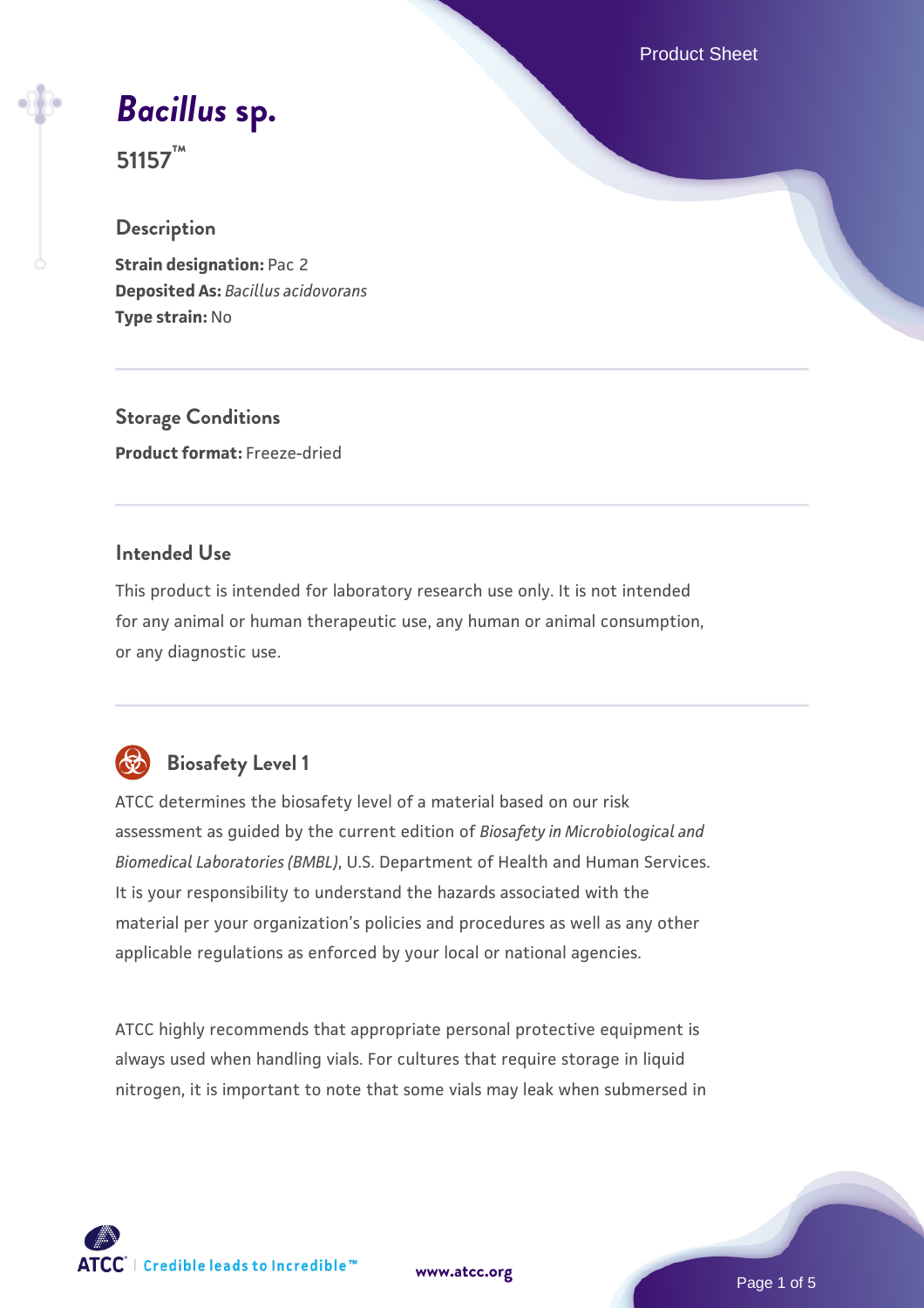# *Bacillus* sp.

**51157™**

## Description

**Strain designation:** Pac 2
**Deposited As:** *Bacillus acidovorans*
**Type strain:** No

## Storage Conditions

**Product format:** Freeze-dried

## Intended Use

This product is intended for laboratory research use only. It is not intended for any animal or human therapeutic use, any human or animal consumption, or any diagnostic use.

## Biosafety Level 1

ATCC determines the biosafety level of a material based on our risk assessment as guided by the current edition of *Biosafety in Microbiological and Biomedical Laboratories (BMBL)*, U.S. Department of Health and Human Services. It is your responsibility to understand the hazards associated with the material per your organization's policies and procedures as well as any other applicable regulations as enforced by your local or national agencies.

ATCC highly recommends that appropriate personal protective equipment is always used when handling vials. For cultures that require storage in liquid nitrogen, it is important to note that some vials may leak when submersed in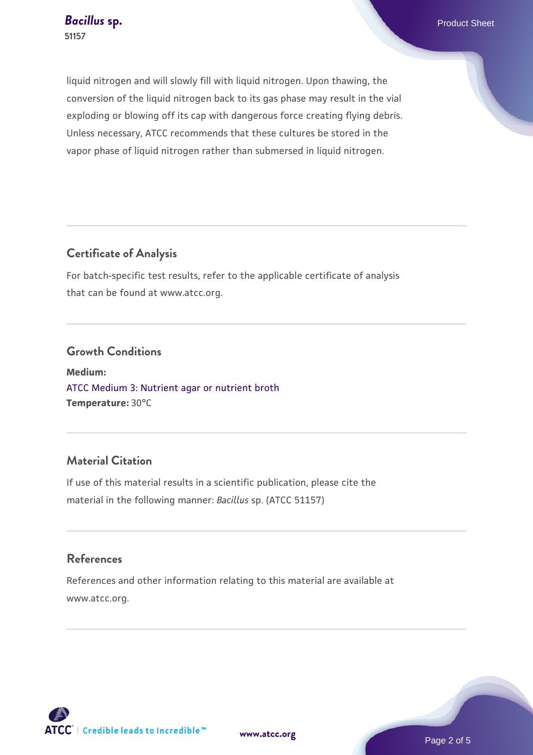liquid nitrogen and will slowly fill with liquid nitrogen. Upon thawing, the conversion of the liquid nitrogen back to its gas phase may result in the vial exploding or blowing off its cap with dangerous force creating flying debris. Unless necessary, ATCC recommends that these cultures be stored in the vapor phase of liquid nitrogen rather than submersed in liquid nitrogen.

## Certificate of Analysis

For batch-specific test results, refer to the applicable certificate of analysis that can be found at www.atcc.org.

## Growth Conditions

**Medium:**
ATCC Medium 3: Nutrient agar or nutrient broth
**Temperature:** 30°C

## Material Citation

If use of this material results in a scientific publication, please cite the material in the following manner: *Bacillus* sp. (ATCC 51157)

## References

References and other information relating to this material are available at www.atcc.org.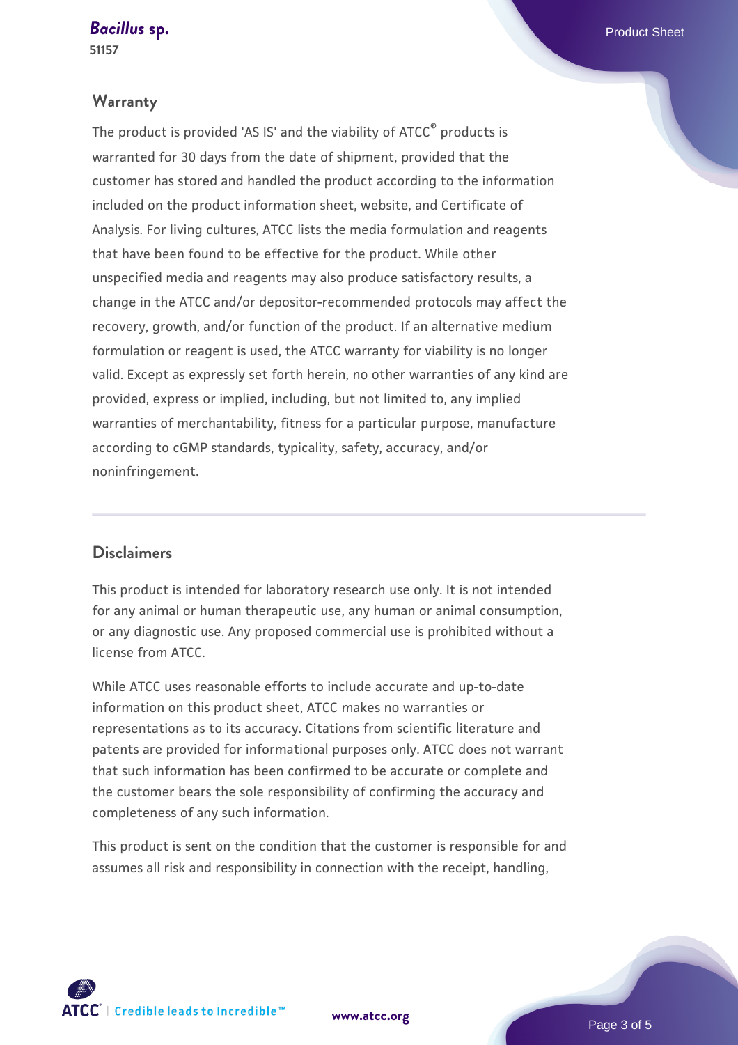## Warranty

The product is provided 'AS IS' and the viability of ATCC® products is warranted for 30 days from the date of shipment, provided that the customer has stored and handled the product according to the information included on the product information sheet, website, and Certificate of Analysis. For living cultures, ATCC lists the media formulation and reagents that have been found to be effective for the product. While other unspecified media and reagents may also produce satisfactory results, a change in the ATCC and/or depositor-recommended protocols may affect the recovery, growth, and/or function of the product. If an alternative medium formulation or reagent is used, the ATCC warranty for viability is no longer valid. Except as expressly set forth herein, no other warranties of any kind are provided, express or implied, including, but not limited to, any implied warranties of merchantability, fitness for a particular purpose, manufacture according to cGMP standards, typicality, safety, accuracy, and/or noninfringement.

## Disclaimers

This product is intended for laboratory research use only. It is not intended for any animal or human therapeutic use, any human or animal consumption, or any diagnostic use. Any proposed commercial use is prohibited without a license from ATCC.

While ATCC uses reasonable efforts to include accurate and up-to-date information on this product sheet, ATCC makes no warranties or representations as to its accuracy. Citations from scientific literature and patents are provided for informational purposes only. ATCC does not warrant that such information has been confirmed to be accurate or complete and the customer bears the sole responsibility of confirming the accuracy and completeness of any such information.

This product is sent on the condition that the customer is responsible for and assumes all risk and responsibility in connection with the receipt, handling,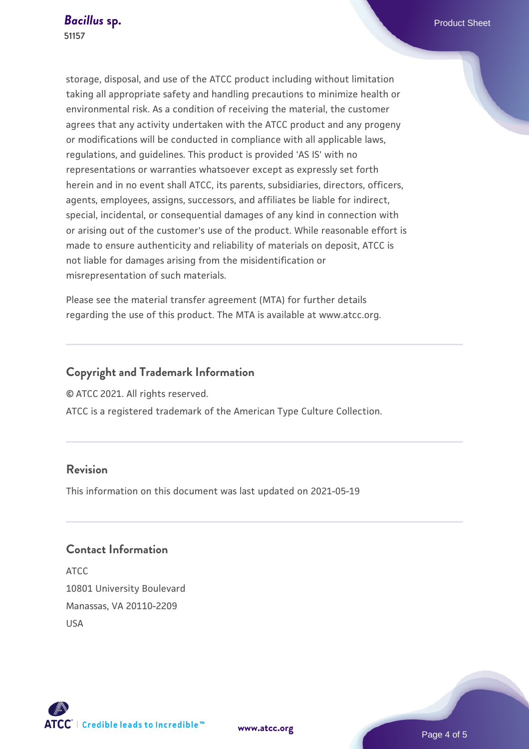storage, disposal, and use of the ATCC product including without limitation taking all appropriate safety and handling precautions to minimize health or environmental risk. As a condition of receiving the material, the customer agrees that any activity undertaken with the ATCC product and any progeny or modifications will be conducted in compliance with all applicable laws, regulations, and guidelines. This product is provided 'AS IS' with no representations or warranties whatsoever except as expressly set forth herein and in no event shall ATCC, its parents, subsidiaries, directors, officers, agents, employees, assigns, successors, and affiliates be liable for indirect, special, incidental, or consequential damages of any kind in connection with or arising out of the customer's use of the product. While reasonable effort is made to ensure authenticity and reliability of materials on deposit, ATCC is not liable for damages arising from the misidentification or misrepresentation of such materials.

Please see the material transfer agreement (MTA) for further details regarding the use of this product. The MTA is available at www.atcc.org.

## Copyright and Trademark Information

© ATCC 2021. All rights reserved.

ATCC is a registered trademark of the American Type Culture Collection.

## Revision

This information on this document was last updated on 2021-05-19

## Contact Information

ATCC
10801 University Boulevard
Manassas, VA 20110-2209
USA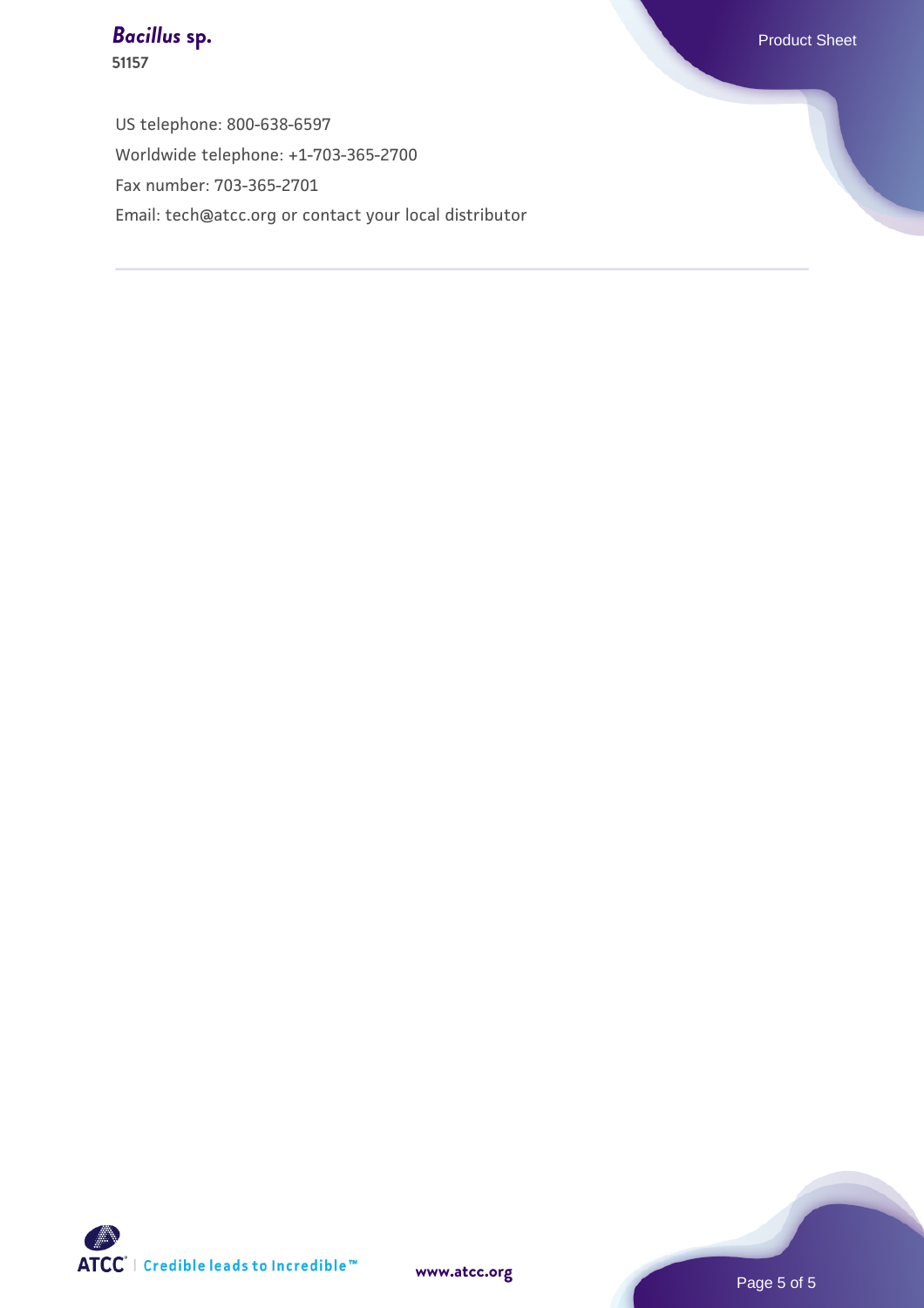US telephone: 800-638-6597

Worldwide telephone: +1-703-365-2700

Fax number: 703-365-2701

Email: tech@atcc.org or contact your local distributor